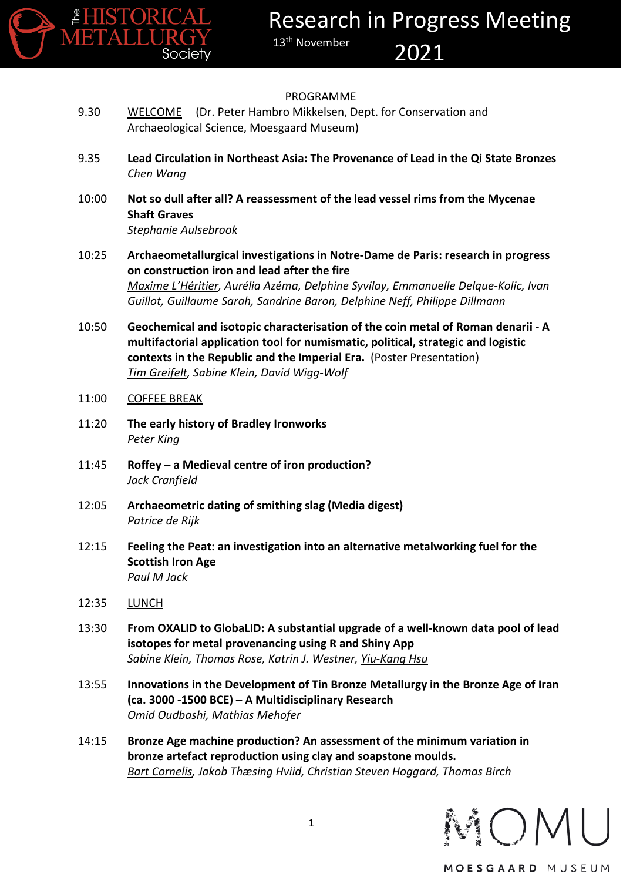# The HISTORICAL METALLURGY Society

# Research in Progress Meeting

13th November 2021

PROGRAMME

| | |
|---|---|
| 9.30 | WELCOME (Dr. Peter Hambro Mikkelsen, Dept. for Conservation and Archaeological Science, Moesgaard Museum) |
| 9.35 | **Lead Circulation in Northeast Asia: The Provenance of Lead in the Qi State Bronzes**<br>*Chen Wang* |
| 10:00 | **Not so dull after all? A reassessment of the lead vessel rims from the Mycenae Shaft Graves**<br>*Stephanie Aulsebrook* |
| 10:25 | **Archaeometallurgical investigations in Notre-Dame de Paris: research in progress on construction iron and lead after the fire**<br>*Maxime L'Héritier, Aurélia Azéma, Delphine Syvilay, Emmanuelle Delque-Kolic, Ivan Guillot, Guillaume Sarah, Sandrine Baron, Delphine Neff, Philippe Dillmann* |
| 10:50 | **Geochemical and isotopic characterisation of the coin metal of Roman denarii - A multifactorial application tool for numismatic, political, strategic and logistic contexts in the Republic and the Imperial Era.** (Poster Presentation)<br>*Tim Greifelt, Sabine Klein, David Wigg-Wolf* |
| 11:00 | COFFEE BREAK |
| 11:20 | **The early history of Bradley Ironworks**<br>*Peter King* |
| 11:45 | **Roffey – a Medieval centre of iron production?**<br>*Jack Cranfield* |
| 12:05 | **Archaeometric dating of smithing slag (Media digest)**<br>*Patrice de Rijk* |
| 12:15 | **Feeling the Peat: an investigation into an alternative metalworking fuel for the Scottish Iron Age**<br>*Paul M Jack* |
| 12:35 | LUNCH |
| 13:30 | **From OXALID to GlobaLID: A substantial upgrade of a well-known data pool of lead isotopes for metal provenancing using R and Shiny App**<br>*Sabine Klein, Thomas Rose, Katrin J. Westner, Yiu-Kang Hsu* |
| 13:55 | **Innovations in the Development of Tin Bronze Metallurgy in the Bronze Age of Iran (ca. 3000 -1500 BCE) – A Multidisciplinary Research**<br>*Omid Oudbashi, Mathias Mehofer* |
| 14:15 | **Bronze Age machine production? An assessment of the minimum variation in bronze artefact reproduction using clay and soapstone moulds.**<br>*Bart Cornelis, Jakob Thæsing Hviid, Christian Steven Hoggard, Thomas Birch* |

MOMU
MOESGAARD MUSEUM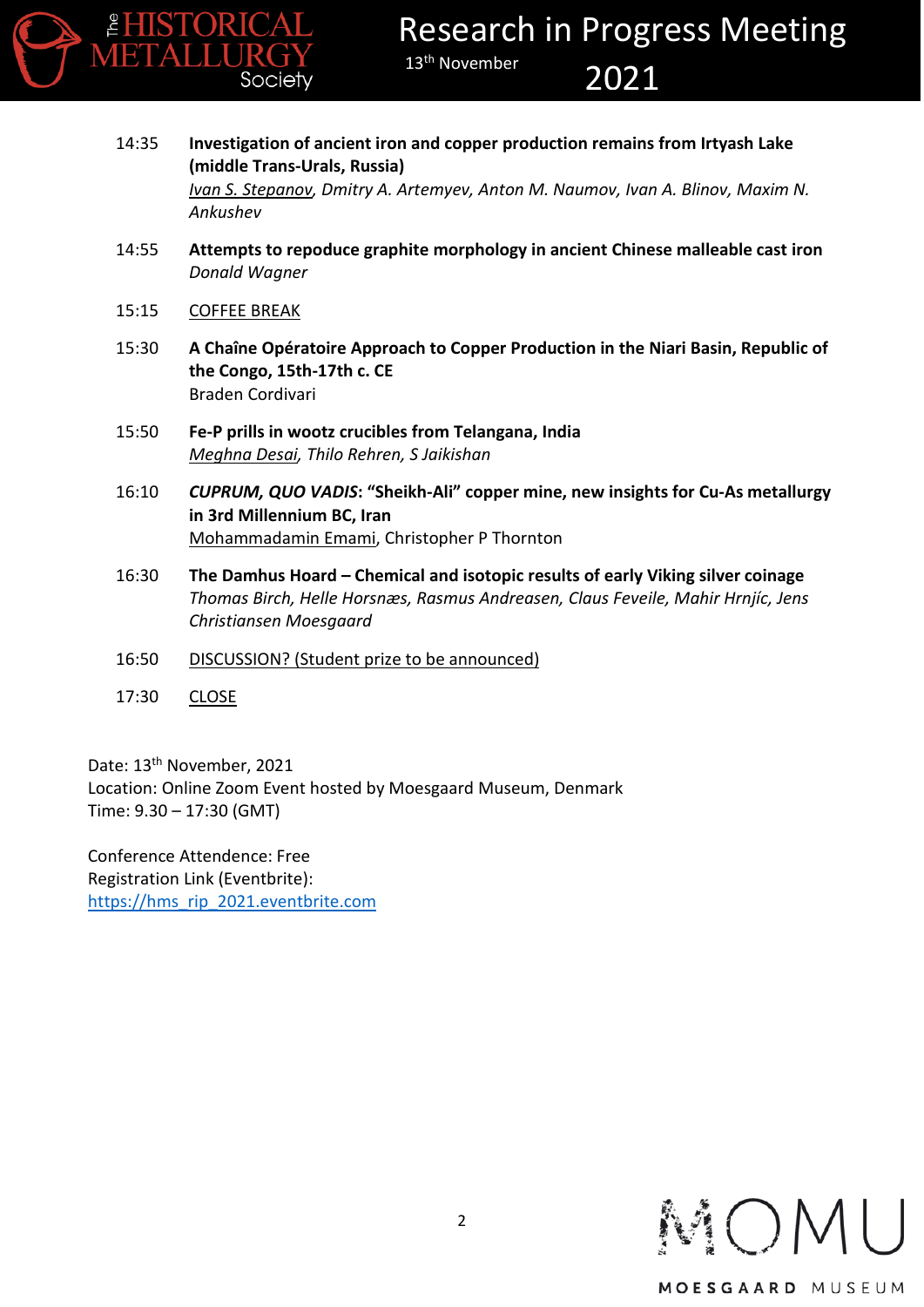14:35 **Investigation of ancient iron and copper production remains from Irtyash Lake (middle Trans-Urals, Russia)**
*Ivan S. Stepanov, Dmitry A. Artemyev, Anton M. Naumov, Ivan A. Blinov, Maxim N. Ankushev*

14:55 **Attempts to repoduce graphite morphology in ancient Chinese malleable cast iron**
*Donald Wagner*

15:15 COFFEE BREAK

15:30 **A Chaîne Opératoire Approach to Copper Production in the Niari Basin, Republic of the Congo, 15th-17th c. CE**
Braden Cordivari

15:50 **Fe-P prills in wootz crucibles from Telangana, India**
*Meghna Desai, Thilo Rehren, S Jaikishan*

16:10 ***CUPRUM, QUO VADIS*: "Sheikh-Ali" copper mine, new insights for Cu-As metallurgy in 3rd Millennium BC, Iran**
Mohammadamin Emami, Christopher P Thornton

16:30 **The Damhus Hoard – Chemical and isotopic results of early Viking silver coinage**
*Thomas Birch, Helle Horsnæs, Rasmus Andreasen, Claus Feveile, Mahir Hrnjíc, Jens Christiansen Moesgaard*

16:50 DISCUSSION? (Student prize to be announced)

17:30 CLOSE

Date: 13th November, 2021
Location: Online Zoom Event hosted by Moesgaard Museum, Denmark
Time: 9.30 – 17:30 (GMT)

Conference Attendence: Free
Registration Link (Eventbrite):
https://hms_rip_2021.eventbrite.com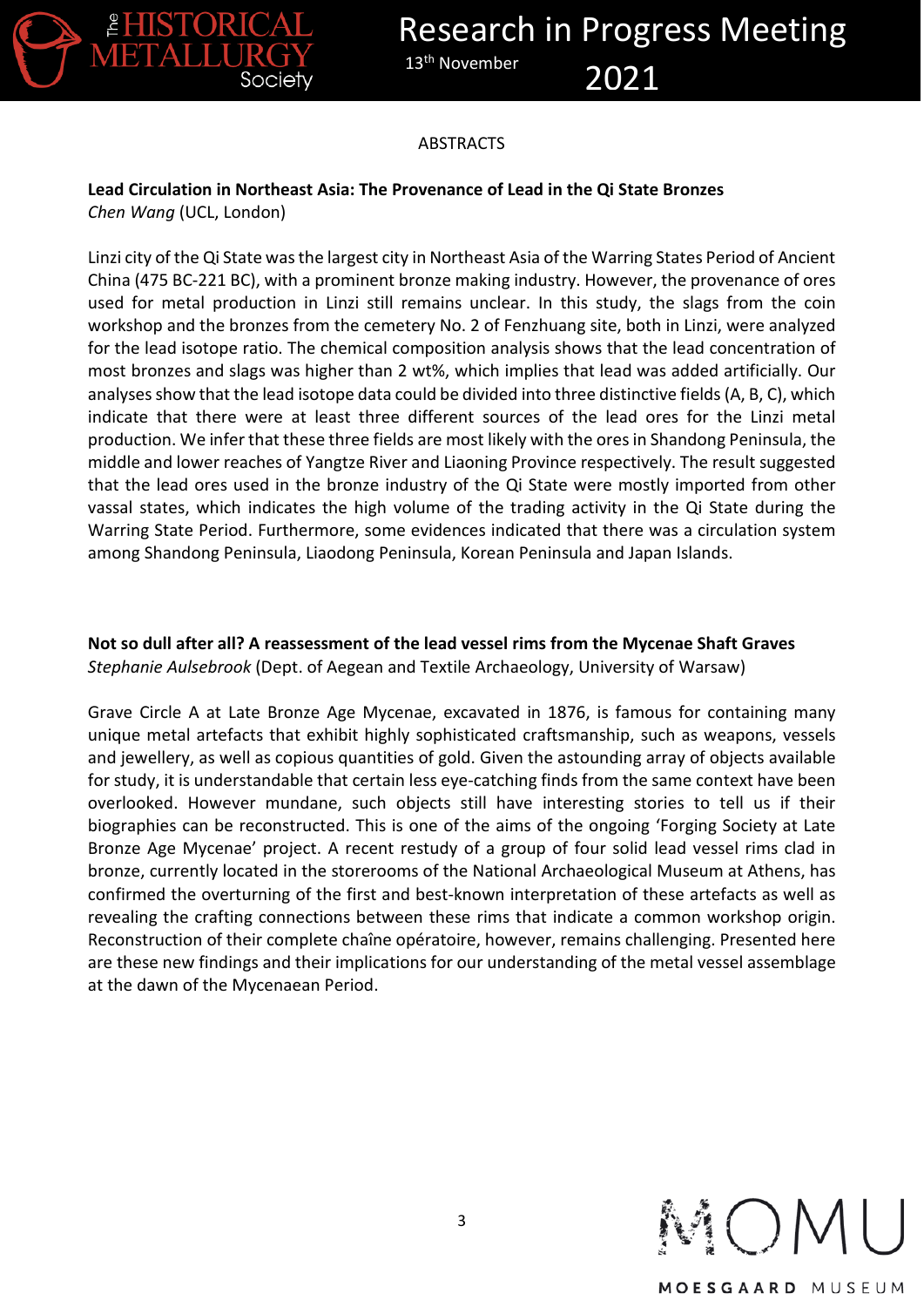## ABSTRACTS

**Lead Circulation in Northeast Asia: The Provenance of Lead in the Qi State Bronzes**
*Chen Wang* (UCL, London)

Linzi city of the Qi State was the largest city in Northeast Asia of the Warring States Period of Ancient China (475 BC-221 BC), with a prominent bronze making industry. However, the provenance of ores used for metal production in Linzi still remains unclear. In this study, the slags from the coin workshop and the bronzes from the cemetery No. 2 of Fenzhuang site, both in Linzi, were analyzed for the lead isotope ratio. The chemical composition analysis shows that the lead concentration of most bronzes and slags was higher than 2 wt%, which implies that lead was added artificially. Our analyses show that the lead isotope data could be divided into three distinctive fields (A, B, C), which indicate that there were at least three different sources of the lead ores for the Linzi metal production. We infer that these three fields are most likely with the ores in Shandong Peninsula, the middle and lower reaches of Yangtze River and Liaoning Province respectively. The result suggested that the lead ores used in the bronze industry of the Qi State were mostly imported from other vassal states, which indicates the high volume of the trading activity in the Qi State during the Warring State Period. Furthermore, some evidences indicated that there was a circulation system among Shandong Peninsula, Liaodong Peninsula, Korean Peninsula and Japan Islands.

**Not so dull after all? A reassessment of the lead vessel rims from the Mycenae Shaft Graves**
*Stephanie Aulsebrook* (Dept. of Aegean and Textile Archaeology, University of Warsaw)

Grave Circle A at Late Bronze Age Mycenae, excavated in 1876, is famous for containing many unique metal artefacts that exhibit highly sophisticated craftsmanship, such as weapons, vessels and jewellery, as well as copious quantities of gold. Given the astounding array of objects available for study, it is understandable that certain less eye-catching finds from the same context have been overlooked. However mundane, such objects still have interesting stories to tell us if their biographies can be reconstructed. This is one of the aims of the ongoing 'Forging Society at Late Bronze Age Mycenae' project. A recent restudy of a group of four solid lead vessel rims clad in bronze, currently located in the storerooms of the National Archaeological Museum at Athens, has confirmed the overturning of the first and best-known interpretation of these artefacts as well as revealing the crafting connections between these rims that indicate a common workshop origin. Reconstruction of their complete chaîne opératoire, however, remains challenging. Presented here are these new findings and their implications for our understanding of the metal vessel assemblage at the dawn of the Mycenaean Period.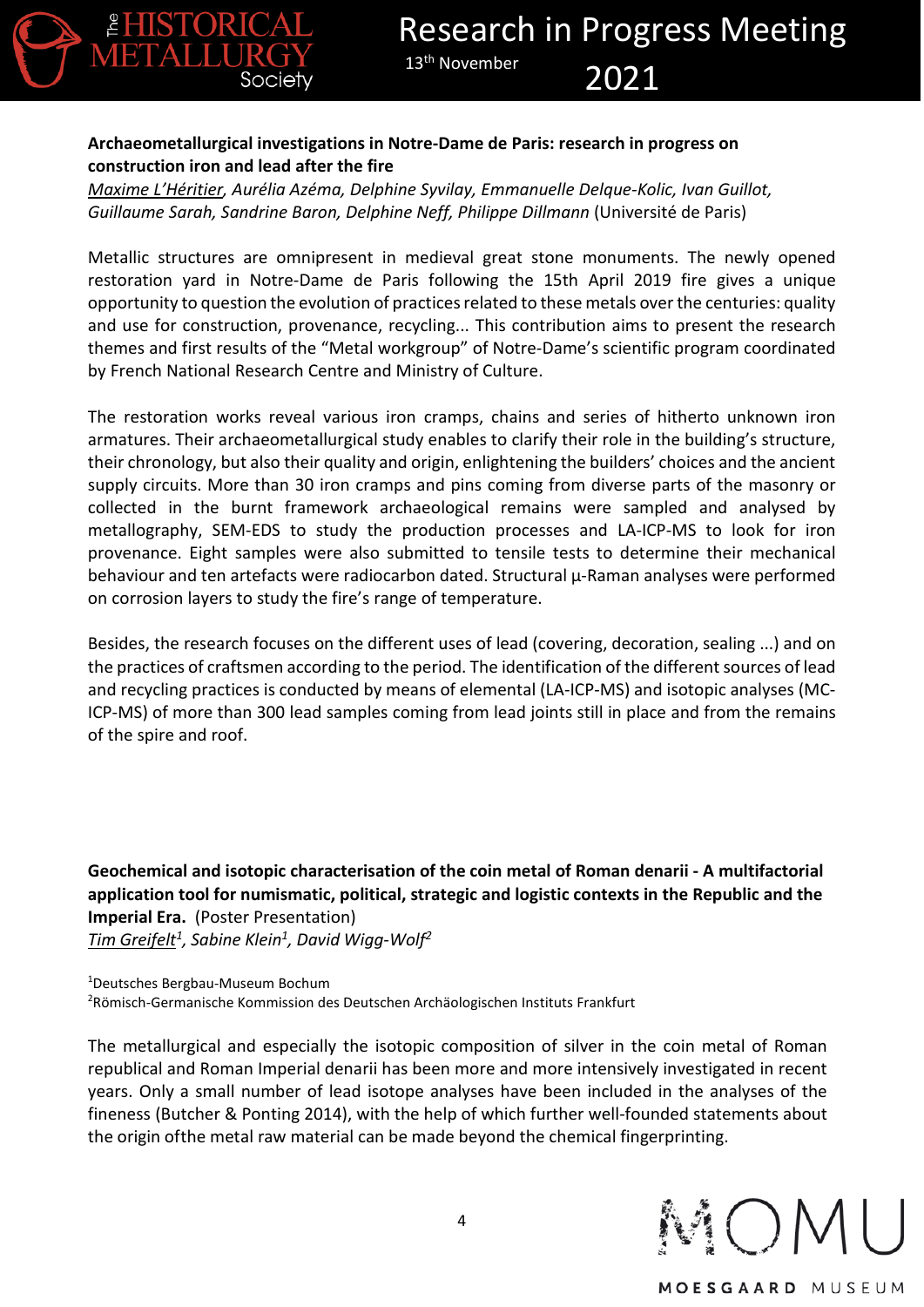**Archaeometallurgical investigations in Notre-Dame de Paris: research in progress on construction iron and lead after the fire**

*<u>Maxime L'Héritier</u>, Aurélia Azéma, Delphine Syvilay, Emmanuelle Delque-Kolic, Ivan Guillot, Guillaume Sarah, Sandrine Baron, Delphine Neff, Philippe Dillmann* (Université de Paris)

Metallic structures are omnipresent in medieval great stone monuments. The newly opened restoration yard in Notre-Dame de Paris following the 15th April 2019 fire gives a unique opportunity to question the evolution of practices related to these metals over the centuries: quality and use for construction, provenance, recycling... This contribution aims to present the research themes and first results of the "Metal workgroup" of Notre-Dame's scientific program coordinated by French National Research Centre and Ministry of Culture.

The restoration works reveal various iron cramps, chains and series of hitherto unknown iron armatures. Their archaeometallurgical study enables to clarify their role in the building's structure, their chronology, but also their quality and origin, enlightening the builders' choices and the ancient supply circuits. More than 30 iron cramps and pins coming from diverse parts of the masonry or collected in the burnt framework archaeological remains were sampled and analysed by metallography, SEM-EDS to study the production processes and LA-ICP-MS to look for iron provenance. Eight samples were also submitted to tensile tests to determine their mechanical behaviour and ten artefacts were radiocarbon dated. Structural µ-Raman analyses were performed on corrosion layers to study the fire's range of temperature.

Besides, the research focuses on the different uses of lead (covering, decoration, sealing ...) and on the practices of craftsmen according to the period. The identification of the different sources of lead and recycling practices is conducted by means of elemental (LA-ICP-MS) and isotopic analyses (MC-ICP-MS) of more than 300 lead samples coming from lead joints still in place and from the remains of the spire and roof.

**Geochemical and isotopic characterisation of the coin metal of Roman denarii - A multifactorial application tool for numismatic, political, strategic and logistic contexts in the Republic and the Imperial Era.** (Poster Presentation)

*<u>Tim Greifelt</u>[1], Sabine Klein[1], David Wigg-Wolf[2]*

[1]Deutsches Bergbau-Museum Bochum
[2]Römisch-Germanische Kommission des Deutschen Archäologischen Instituts Frankfurt

The metallurgical and especially the isotopic composition of silver in the coin metal of Roman republical and Roman Imperial denarii has been more and more intensively investigated in recent years. Only a small number of lead isotope analyses have been included in the analyses of the fineness (Butcher & Ponting 2014), with the help of which further well-founded statements about the origin ofthe metal raw material can be made beyond the chemical fingerprinting.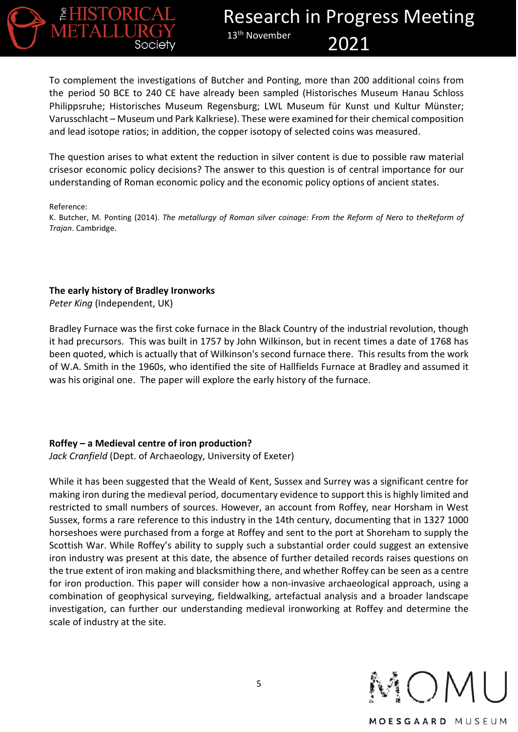To complement the investigations of Butcher and Ponting, more than 200 additional coins from the period 50 BCE to 240 CE have already been sampled (Historisches Museum Hanau Schloss Philippsruhe; Historisches Museum Regensburg; LWL Museum für Kunst und Kultur Münster; Varusschlacht – Museum und Park Kalkriese). These were examined for their chemical composition and lead isotope ratios; in addition, the copper isotopy of selected coins was measured.

The question arises to what extent the reduction in silver content is due to possible raw material crisesor economic policy decisions? The answer to this question is of central importance for our understanding of Roman economic policy and the economic policy options of ancient states.

Reference:
K. Butcher, M. Ponting (2014). *The metallurgy of Roman silver coinage: From the Reform of Nero to theReform of Trajan*. Cambridge.

**The early history of Bradley Ironworks**
*Peter King* (Independent, UK)

Bradley Furnace was the first coke furnace in the Black Country of the industrial revolution, though it had precursors. This was built in 1757 by John Wilkinson, but in recent times a date of 1768 has been quoted, which is actually that of Wilkinson's second furnace there. This results from the work of W.A. Smith in the 1960s, who identified the site of Hallfields Furnace at Bradley and assumed it was his original one. The paper will explore the early history of the furnace.

**Roffey – a Medieval centre of iron production?**
*Jack Cranfield* (Dept. of Archaeology, University of Exeter)

While it has been suggested that the Weald of Kent, Sussex and Surrey was a significant centre for making iron during the medieval period, documentary evidence to support this is highly limited and restricted to small numbers of sources. However, an account from Roffey, near Horsham in West Sussex, forms a rare reference to this industry in the 14th century, documenting that in 1327 1000 horseshoes were purchased from a forge at Roffey and sent to the port at Shoreham to supply the Scottish War. While Roffey's ability to supply such a substantial order could suggest an extensive iron industry was present at this date, the absence of further detailed records raises questions on the true extent of iron making and blacksmithing there, and whether Roffey can be seen as a centre for iron production. This paper will consider how a non-invasive archaeological approach, using a combination of geophysical surveying, fieldwalking, artefactual analysis and a broader landscape investigation, can further our understanding medieval ironworking at Roffey and determine the scale of industry at the site.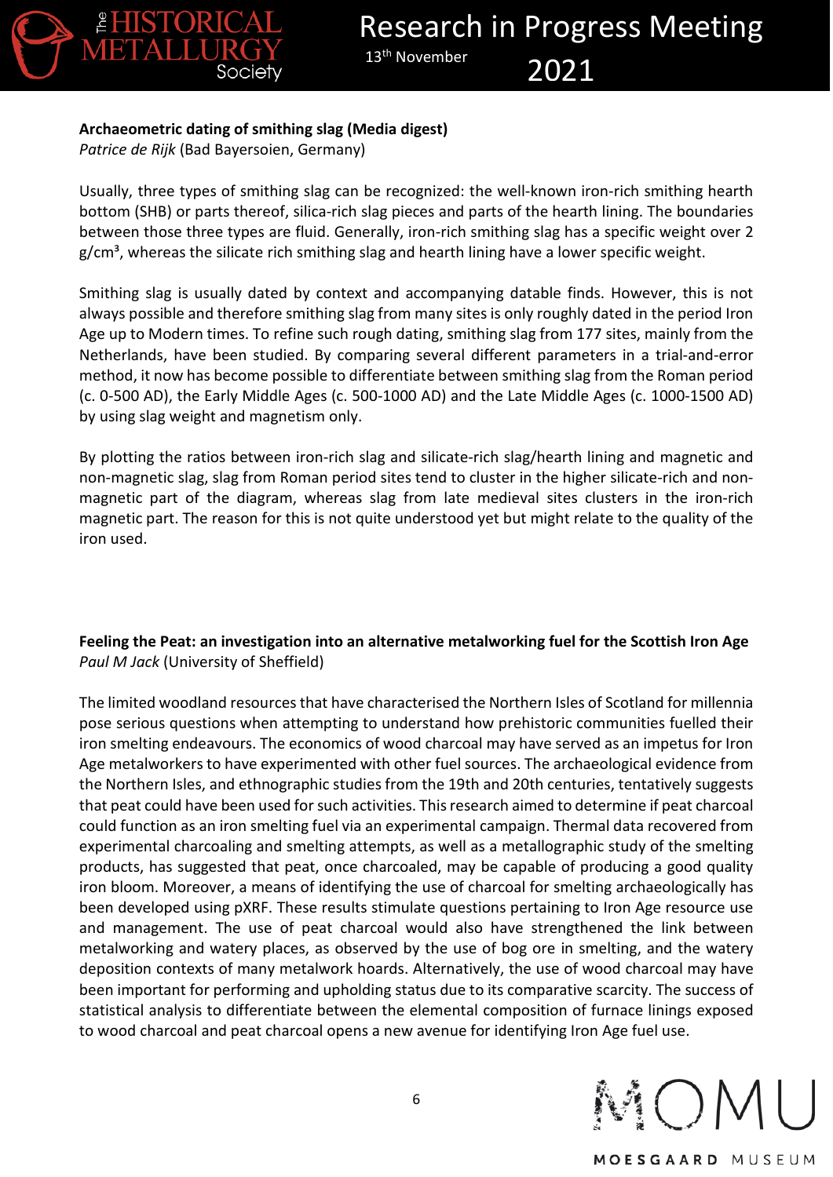**Archaeometric dating of smithing slag (Media digest)**
*Patrice de Rijk* (Bad Bayersoien, Germany)

Usually, three types of smithing slag can be recognized: the well-known iron-rich smithing hearth bottom (SHB) or parts thereof, silica-rich slag pieces and parts of the hearth lining. The boundaries between those three types are fluid. Generally, iron-rich smithing slag has a specific weight over 2 g/cm³, whereas the silicate rich smithing slag and hearth lining have a lower specific weight.

Smithing slag is usually dated by context and accompanying datable finds. However, this is not always possible and therefore smithing slag from many sites is only roughly dated in the period Iron Age up to Modern times. To refine such rough dating, smithing slag from 177 sites, mainly from the Netherlands, have been studied. By comparing several different parameters in a trial-and-error method, it now has become possible to differentiate between smithing slag from the Roman period (c. 0-500 AD), the Early Middle Ages (c. 500-1000 AD) and the Late Middle Ages (c. 1000-1500 AD) by using slag weight and magnetism only.

By plotting the ratios between iron-rich slag and silicate-rich slag/hearth lining and magnetic and non-magnetic slag, slag from Roman period sites tend to cluster in the higher silicate-rich and non-magnetic part of the diagram, whereas slag from late medieval sites clusters in the iron-rich magnetic part. The reason for this is not quite understood yet but might relate to the quality of the iron used.

**Feeling the Peat: an investigation into an alternative metalworking fuel for the Scottish Iron Age**
*Paul M Jack* (University of Sheffield)

The limited woodland resources that have characterised the Northern Isles of Scotland for millennia pose serious questions when attempting to understand how prehistoric communities fuelled their iron smelting endeavours. The economics of wood charcoal may have served as an impetus for Iron Age metalworkers to have experimented with other fuel sources. The archaeological evidence from the Northern Isles, and ethnographic studies from the 19th and 20th centuries, tentatively suggests that peat could have been used for such activities. This research aimed to determine if peat charcoal could function as an iron smelting fuel via an experimental campaign. Thermal data recovered from experimental charcoaling and smelting attempts, as well as a metallographic study of the smelting products, has suggested that peat, once charcoaled, may be capable of producing a good quality iron bloom. Moreover, a means of identifying the use of charcoal for smelting archaeologically has been developed using pXRF. These results stimulate questions pertaining to Iron Age resource use and management. The use of peat charcoal would also have strengthened the link between metalworking and watery places, as observed by the use of bog ore in smelting, and the watery deposition contexts of many metalwork hoards. Alternatively, the use of wood charcoal may have been important for performing and upholding status due to its comparative scarcity. The success of statistical analysis to differentiate between the elemental composition of furnace linings exposed to wood charcoal and peat charcoal opens a new avenue for identifying Iron Age fuel use.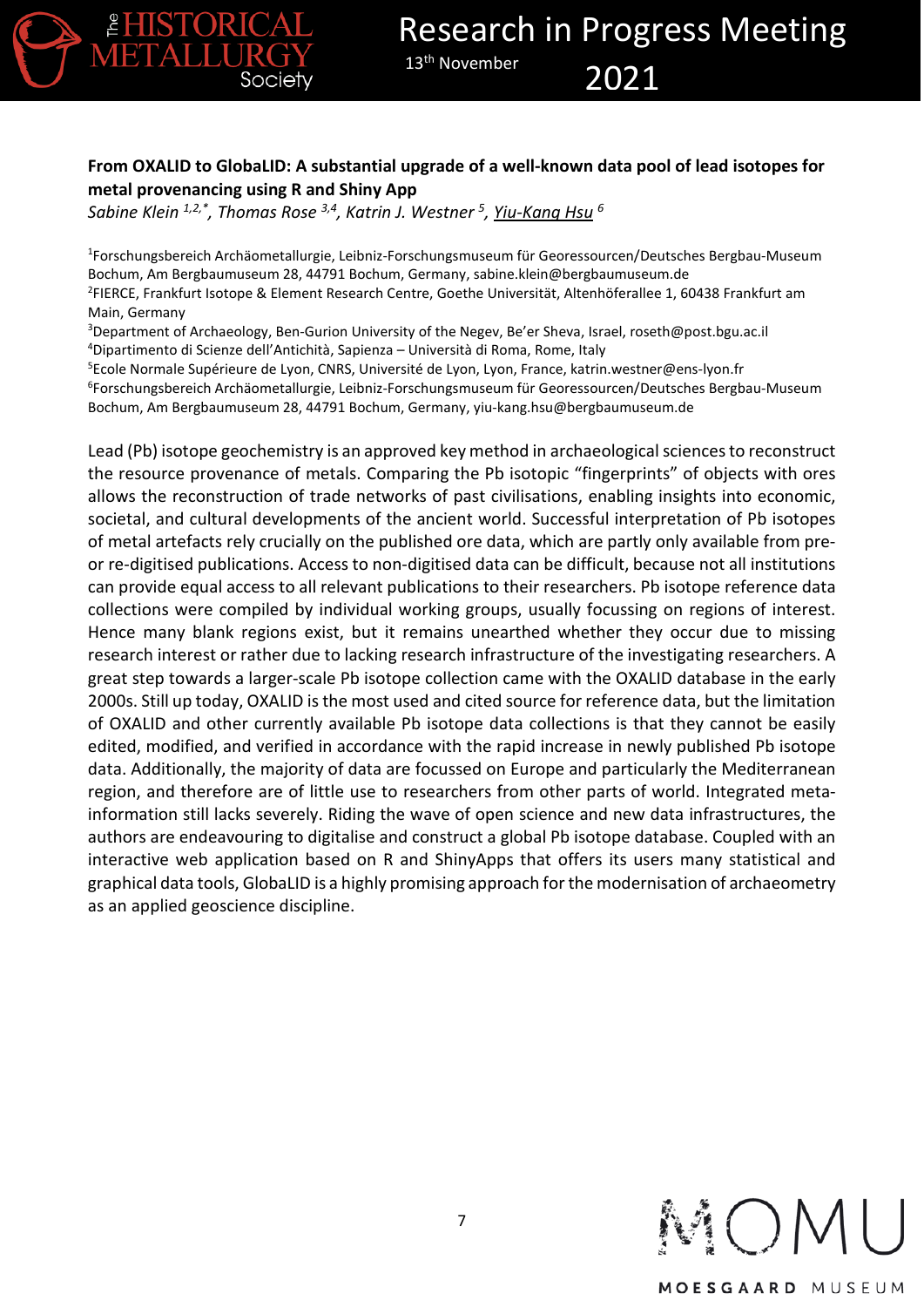**From OXALID to GlobaLID: A substantial upgrade of a well-known data pool of lead isotopes for metal provenancing using R and Shiny App**

*Sabine Klein [1,2,*], Thomas Rose [3,4], Katrin J. Westner [5], Yiu-Kang Hsu [6]*

[1]Forschungsbereich Archäometallurgie, Leibniz-Forschungsmuseum für Georessourcen/Deutsches Bergbau-Museum Bochum, Am Bergbaumuseum 28, 44791 Bochum, Germany, sabine.klein@bergbaumuseum.de
[2]FIERCE, Frankfurt Isotope & Element Research Centre, Goethe Universität, Altenhöferallee 1, 60438 Frankfurt am Main, Germany
[3]Department of Archaeology, Ben-Gurion University of the Negev, Be'er Sheva, Israel, roseth@post.bgu.ac.il
[4]Dipartimento di Scienze dell'Antichità, Sapienza – Università di Roma, Rome, Italy
[5]Ecole Normale Supérieure de Lyon, CNRS, Université de Lyon, Lyon, France, katrin.westner@ens-lyon.fr
[6]Forschungsbereich Archäometallurgie, Leibniz-Forschungsmuseum für Georessourcen/Deutsches Bergbau-Museum Bochum, Am Bergbaumuseum 28, 44791 Bochum, Germany, yiu-kang.hsu@bergbaumuseum.de

Lead (Pb) isotope geochemistry is an approved key method in archaeological sciences to reconstruct the resource provenance of metals. Comparing the Pb isotopic "fingerprints" of objects with ores allows the reconstruction of trade networks of past civilisations, enabling insights into economic, societal, and cultural developments of the ancient world. Successful interpretation of Pb isotopes of metal artefacts rely crucially on the published ore data, which are partly only available from pre- or re-digitised publications. Access to non-digitised data can be difficult, because not all institutions can provide equal access to all relevant publications to their researchers. Pb isotope reference data collections were compiled by individual working groups, usually focussing on regions of interest. Hence many blank regions exist, but it remains unearthed whether they occur due to missing research interest or rather due to lacking research infrastructure of the investigating researchers. A great step towards a larger-scale Pb isotope collection came with the OXALID database in the early 2000s. Still up today, OXALID is the most used and cited source for reference data, but the limitation of OXALID and other currently available Pb isotope data collections is that they cannot be easily edited, modified, and verified in accordance with the rapid increase in newly published Pb isotope data. Additionally, the majority of data are focussed on Europe and particularly the Mediterranean region, and therefore are of little use to researchers from other parts of world. Integrated meta-information still lacks severely. Riding the wave of open science and new data infrastructures, the authors are endeavouring to digitalise and construct a global Pb isotope database. Coupled with an interactive web application based on R and ShinyApps that offers its users many statistical and graphical data tools, GlobaLID is a highly promising approach for the modernisation of archaeometry as an applied geoscience discipline.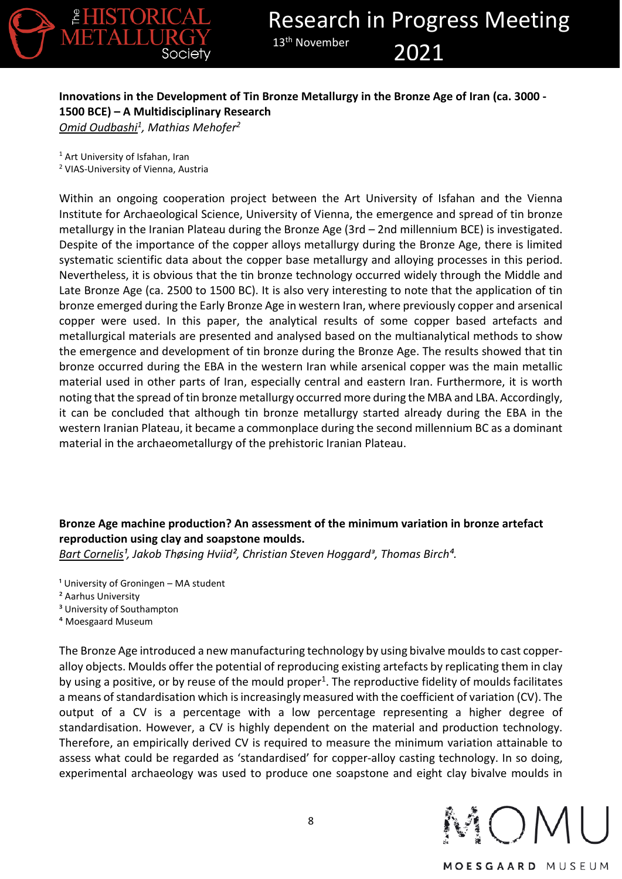**Innovations in the Development of Tin Bronze Metallurgy in the Bronze Age of Iran (ca. 3000 - 1500 BCE) – A Multidisciplinary Research**

*Omid Oudbashi[1], Mathias Mehofer[2]*

[1] Art University of Isfahan, Iran
[2] VIAS-University of Vienna, Austria

Within an ongoing cooperation project between the Art University of Isfahan and the Vienna Institute for Archaeological Science, University of Vienna, the emergence and spread of tin bronze metallurgy in the Iranian Plateau during the Bronze Age (3rd – 2nd millennium BCE) is investigated. Despite of the importance of the copper alloys metallurgy during the Bronze Age, there is limited systematic scientific data about the copper base metallurgy and alloying processes in this period. Nevertheless, it is obvious that the tin bronze technology occurred widely through the Middle and Late Bronze Age (ca. 2500 to 1500 BC). It is also very interesting to note that the application of tin bronze emerged during the Early Bronze Age in western Iran, where previously copper and arsenical copper were used. In this paper, the analytical results of some copper based artefacts and metallurgical materials are presented and analysed based on the multianalytical methods to show the emergence and development of tin bronze during the Bronze Age. The results showed that tin bronze occurred during the EBA in the western Iran while arsenical copper was the main metallic material used in other parts of Iran, especially central and eastern Iran. Furthermore, it is worth noting that the spread of tin bronze metallurgy occurred more during the MBA and LBA. Accordingly, it can be concluded that although tin bronze metallurgy started already during the EBA in the western Iranian Plateau, it became a commonplace during the second millennium BC as a dominant material in the archaeometallurgy of the prehistoric Iranian Plateau.

**Bronze Age machine production? An assessment of the minimum variation in bronze artefact reproduction using clay and soapstone moulds.**

*Bart Cornelis[1], Jakob Thøsing Hviid[2], Christian Steven Hoggard[3], Thomas Birch[4].*

[1] University of Groningen – MA student
[2] Aarhus University
[3] University of Southampton
[4] Moesgaard Museum

The Bronze Age introduced a new manufacturing technology by using bivalve moulds to cast copper-alloy objects. Moulds offer the potential of reproducing existing artefacts by replicating them in clay by using a positive, or by reuse of the mould proper[1]. The reproductive fidelity of moulds facilitates a means of standardisation which is increasingly measured with the coefficient of variation (CV). The output of a CV is a percentage with a low percentage representing a higher degree of standardisation. However, a CV is highly dependent on the material and production technology. Therefore, an empirically derived CV is required to measure the minimum variation attainable to assess what could be regarded as 'standardised' for copper-alloy casting technology. In so doing, experimental archaeology was used to produce one soapstone and eight clay bivalve moulds in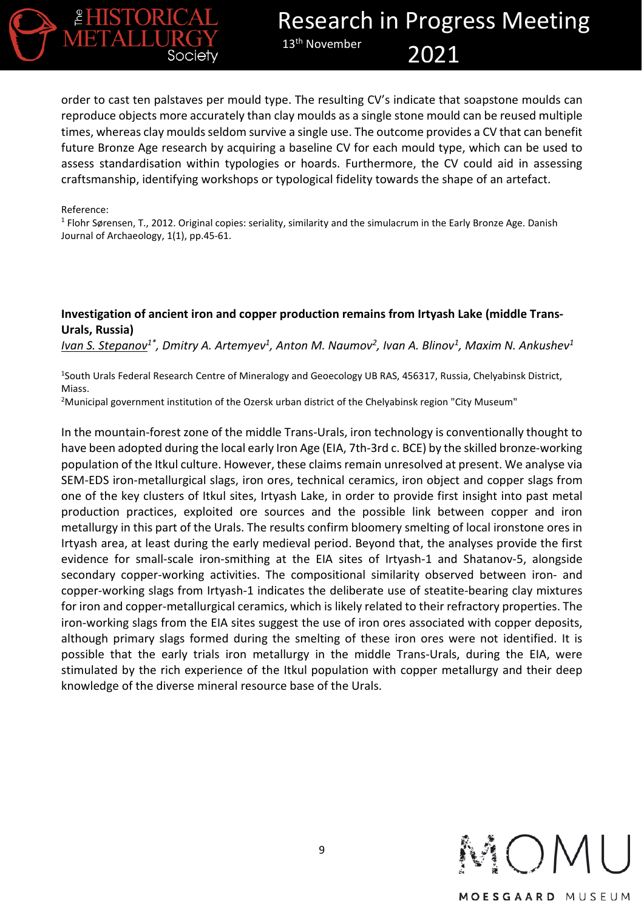order to cast ten palstaves per mould type. The resulting CV's indicate that soapstone moulds can reproduce objects more accurately than clay moulds as a single stone mould can be reused multiple times, whereas clay moulds seldom survive a single use. The outcome provides a CV that can benefit future Bronze Age research by acquiring a baseline CV for each mould type, which can be used to assess standardisation within typologies or hoards. Furthermore, the CV could aid in assessing craftsmanship, identifying workshops or typological fidelity towards the shape of an artefact.

Reference:

[1] Flohr Sørensen, T., 2012. Original copies: seriality, similarity and the simulacrum in the Early Bronze Age. Danish Journal of Archaeology, 1(1), pp.45-61.

**Investigation of ancient iron and copper production remains from Irtyash Lake (middle Trans-Urals, Russia)**

*Ivan S. Stepanov[1*], Dmitry A. Artemyev[1], Anton M. Naumov[2], Ivan A. Blinov[1], Maxim N. Ankushev[1]*

[1]South Urals Federal Research Centre of Mineralogy and Geoecology UB RAS, 456317, Russia, Chelyabinsk District, Miass.

[2]Municipal government institution of the Ozersk urban district of the Chelyabinsk region "City Museum"

In the mountain-forest zone of the middle Trans-Urals, iron technology is conventionally thought to have been adopted during the local early Iron Age (EIA, 7th-3rd c. BCE) by the skilled bronze-working population of the Itkul culture. However, these claims remain unresolved at present. We analyse via SEM-EDS iron-metallurgical slags, iron ores, technical ceramics, iron object and copper slags from one of the key clusters of Itkul sites, Irtyash Lake, in order to provide first insight into past metal production practices, exploited ore sources and the possible link between copper and iron metallurgy in this part of the Urals. The results confirm bloomery smelting of local ironstone ores in Irtyash area, at least during the early medieval period. Beyond that, the analyses provide the first evidence for small-scale iron-smithing at the EIA sites of Irtyash-1 and Shatanov-5, alongside secondary copper-working activities. The compositional similarity observed between iron- and copper-working slags from Irtyash-1 indicates the deliberate use of steatite-bearing clay mixtures for iron and copper-metallurgical ceramics, which is likely related to their refractory properties. The iron-working slags from the EIA sites suggest the use of iron ores associated with copper deposits, although primary slags formed during the smelting of these iron ores were not identified. It is possible that the early trials iron metallurgy in the middle Trans-Urals, during the EIA, were stimulated by the rich experience of the Itkul population with copper metallurgy and their deep knowledge of the diverse mineral resource base of the Urals.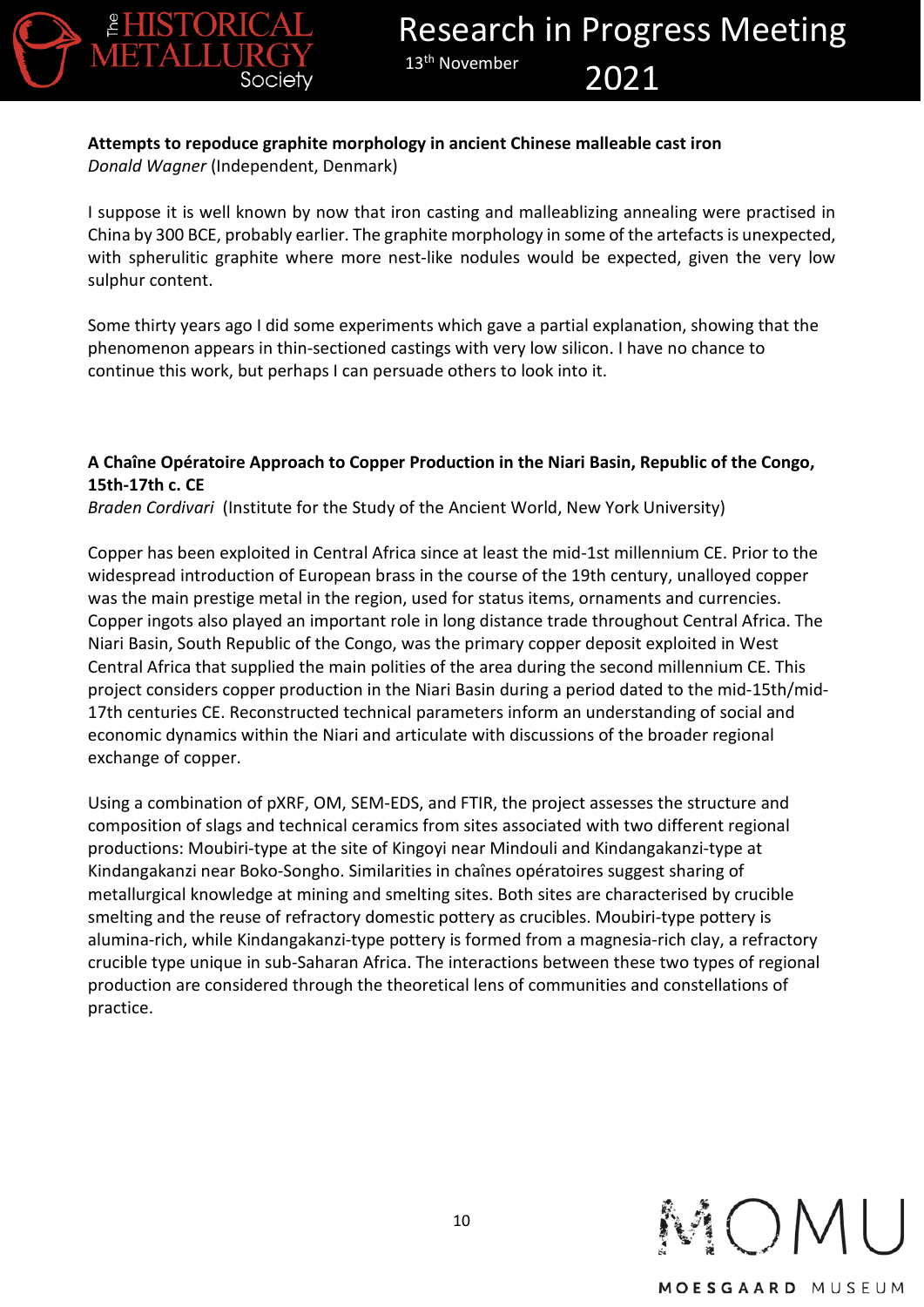**Attempts to repoduce graphite morphology in ancient Chinese malleable cast iron**
*Donald Wagner* (Independent, Denmark)

I suppose it is well known by now that iron casting and malleablizing annealing were practised in China by 300 BCE, probably earlier. The graphite morphology in some of the artefacts is unexpected, with spherulitic graphite where more nest-like nodules would be expected, given the very low sulphur content.

Some thirty years ago I did some experiments which gave a partial explanation, showing that the phenomenon appears in thin-sectioned castings with very low silicon. I have no chance to continue this work, but perhaps I can persuade others to look into it.

**A Chaîne Opératoire Approach to Copper Production in the Niari Basin, Republic of the Congo, 15th-17th c. CE**
*Braden Cordivari* (Institute for the Study of the Ancient World, New York University)

Copper has been exploited in Central Africa since at least the mid-1st millennium CE. Prior to the widespread introduction of European brass in the course of the 19th century, unalloyed copper was the main prestige metal in the region, used for status items, ornaments and currencies. Copper ingots also played an important role in long distance trade throughout Central Africa. The Niari Basin, South Republic of the Congo, was the primary copper deposit exploited in West Central Africa that supplied the main polities of the area during the second millennium CE. This project considers copper production in the Niari Basin during a period dated to the mid-15th/mid-17th centuries CE. Reconstructed technical parameters inform an understanding of social and economic dynamics within the Niari and articulate with discussions of the broader regional exchange of copper.

Using a combination of pXRF, OM, SEM-EDS, and FTIR, the project assesses the structure and composition of slags and technical ceramics from sites associated with two different regional productions: Moubiri-type at the site of Kingoyi near Mindouli and Kindangakanzi-type at Kindangakanzi near Boko-Songho. Similarities in chaînes opératoires suggest sharing of metallurgical knowledge at mining and smelting sites. Both sites are characterised by crucible smelting and the reuse of refractory domestic pottery as crucibles. Moubiri-type pottery is alumina-rich, while Kindangakanzi-type pottery is formed from a magnesia-rich clay, a refractory crucible type unique in sub-Saharan Africa. The interactions between these two types of regional production are considered through the theoretical lens of communities and constellations of practice.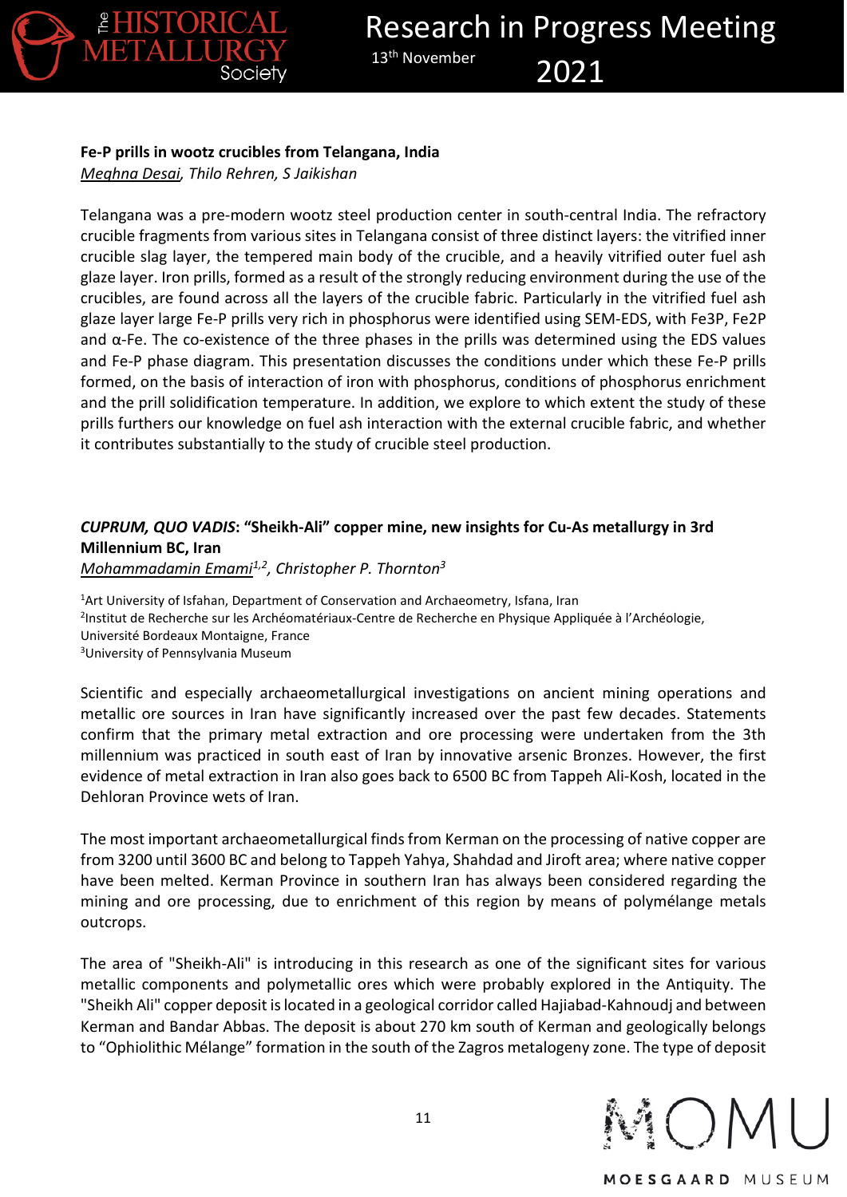**Fe-P prills in wootz crucibles from Telangana, India**

*Meghna Desai, Thilo Rehren, S Jaikishan*

Telangana was a pre-modern wootz steel production center in south-central India. The refractory crucible fragments from various sites in Telangana consist of three distinct layers: the vitrified inner crucible slag layer, the tempered main body of the crucible, and a heavily vitrified outer fuel ash glaze layer. Iron prills, formed as a result of the strongly reducing environment during the use of the crucibles, are found across all the layers of the crucible fabric. Particularly in the vitrified fuel ash glaze layer large Fe-P prills very rich in phosphorus were identified using SEM-EDS, with $Fe_3P$, $Fe_2P$ and α-Fe. The co-existence of the three phases in the prills was determined using the EDS values and Fe-P phase diagram. This presentation discusses the conditions under which these Fe-P prills formed, on the basis of interaction of iron with phosphorus, conditions of phosphorus enrichment and the prill solidification temperature. In addition, we explore to which extent the study of these prills furthers our knowledge on fuel ash interaction with the external crucible fabric, and whether it contributes substantially to the study of crucible steel production.

***CUPRUM, QUO VADIS*: "Sheikh-Ali" copper mine, new insights for Cu-As metallurgy in 3rd Millennium BC, Iran**

*Mohammadamin Emami[1,2], Christopher P. Thornton[3]*

[1]Art University of Isfahan, Department of Conservation and Archaeometry, Isfana, Iran
[2]Institut de Recherche sur les Archéomatériaux-Centre de Recherche en Physique Appliquée à l'Archéologie, Université Bordeaux Montaigne, France
[3]University of Pennsylvania Museum

Scientific and especially archaeometallurgical investigations on ancient mining operations and metallic ore sources in Iran have significantly increased over the past few decades. Statements confirm that the primary metal extraction and ore processing were undertaken from the 3th millennium was practiced in south east of Iran by innovative arsenic Bronzes. However, the first evidence of metal extraction in Iran also goes back to 6500 BC from Tappeh Ali-Kosh, located in the Dehloran Province wets of Iran.

The most important archaeometallurgical finds from Kerman on the processing of native copper are from 3200 until 3600 BC and belong to Tappeh Yahya, Shahdad and Jiroft area; where native copper have been melted. Kerman Province in southern Iran has always been considered regarding the mining and ore processing, due to enrichment of this region by means of polymélange metals outcrops.

The area of "Sheikh-Ali" is introducing in this research as one of the significant sites for various metallic components and polymetallic ores which were probably explored in the Antiquity. The "Sheikh Ali" copper deposit is located in a geological corridor called Hajiabad-Kahnoudj and between Kerman and Bandar Abbas. The deposit is about 270 km south of Kerman and geologically belongs to "Ophiolithic Mélange" formation in the south of the Zagros metalogeny zone. The type of deposit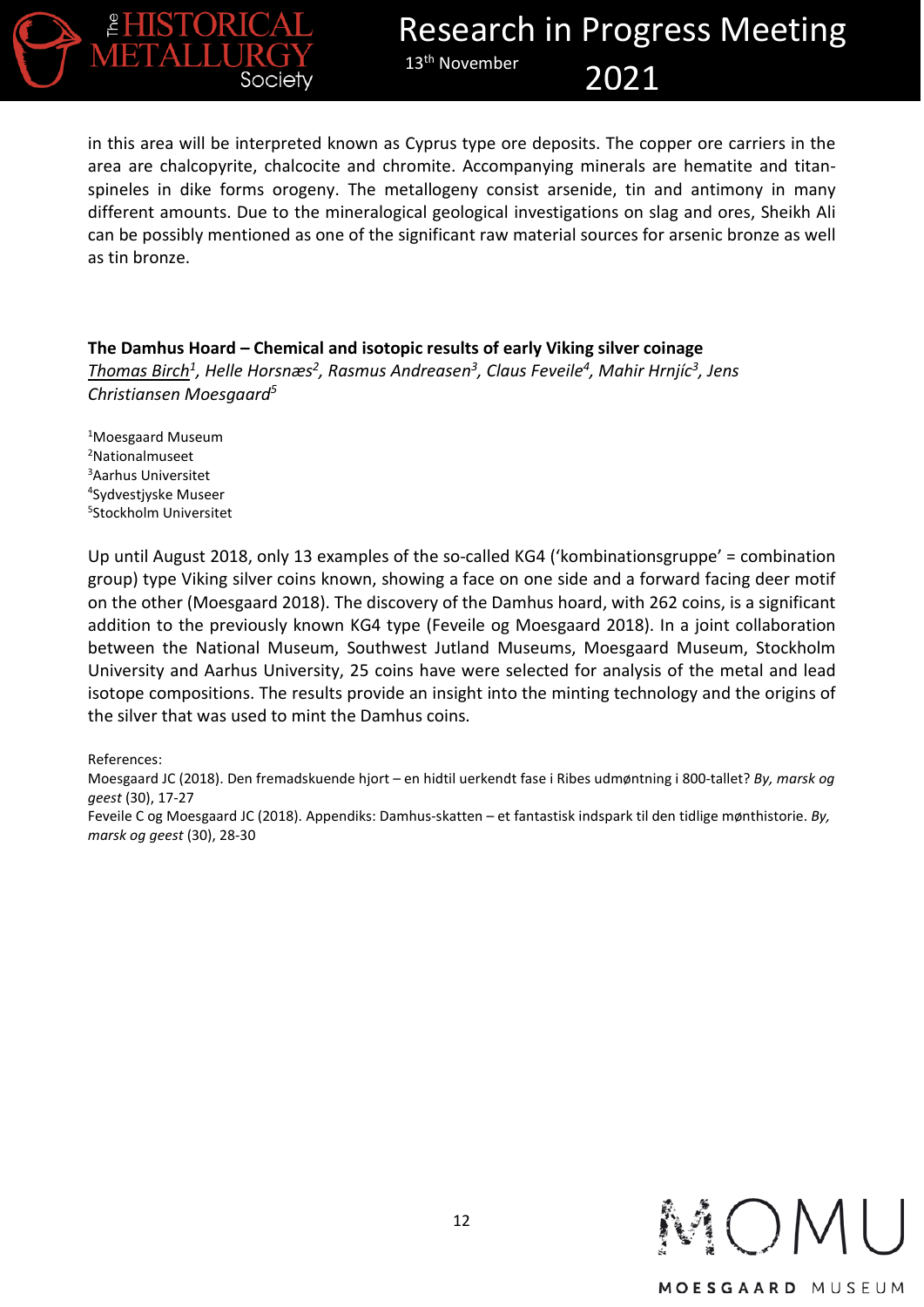in this area will be interpreted known as Cyprus type ore deposits. The copper ore carriers in the area are chalcopyrite, chalcocite and chromite. Accompanying minerals are hematite and titan-spineles in dike forms orogeny. The metallogeny consist arsenide, tin and antimony in many different amounts. Due to the mineralogical geological investigations on slag and ores, Sheikh Ali can be possibly mentioned as one of the significant raw material sources for arsenic bronze as well as tin bronze.

**The Damhus Hoard – Chemical and isotopic results of early Viking silver coinage**

*Thomas Birch[1], Helle Horsnæs[2], Rasmus Andreasen[3], Claus Feveile[4], Mahir Hrnjíc[3], Jens Christiansen Moesgaard[5]*

[1]Moesgaard Museum
[2]Nationalmuseet
[3]Aarhus Universitet
[4]Sydvestjyske Museer
[5]Stockholm Universitet

Up until August 2018, only 13 examples of the so-called KG4 ('kombinationsgruppe' = combination group) type Viking silver coins known, showing a face on one side and a forward facing deer motif on the other (Moesgaard 2018). The discovery of the Damhus hoard, with 262 coins, is a significant addition to the previously known KG4 type (Feveile og Moesgaard 2018). In a joint collaboration between the National Museum, Southwest Jutland Museums, Moesgaard Museum, Stockholm University and Aarhus University, 25 coins have were selected for analysis of the metal and lead isotope compositions. The results provide an insight into the minting technology and the origins of the silver that was used to mint the Damhus coins.

References:

Moesgaard JC (2018). Den fremadskuende hjort – en hidtil uerkendt fase i Ribes udmøntning i 800-tallet? *By, marsk og geest* (30), 17-27

Feveile C og Moesgaard JC (2018). Appendiks: Damhus-skatten – et fantastisk indspark til den tidlige mønthistorie. *By, marsk og geest* (30), 28-30